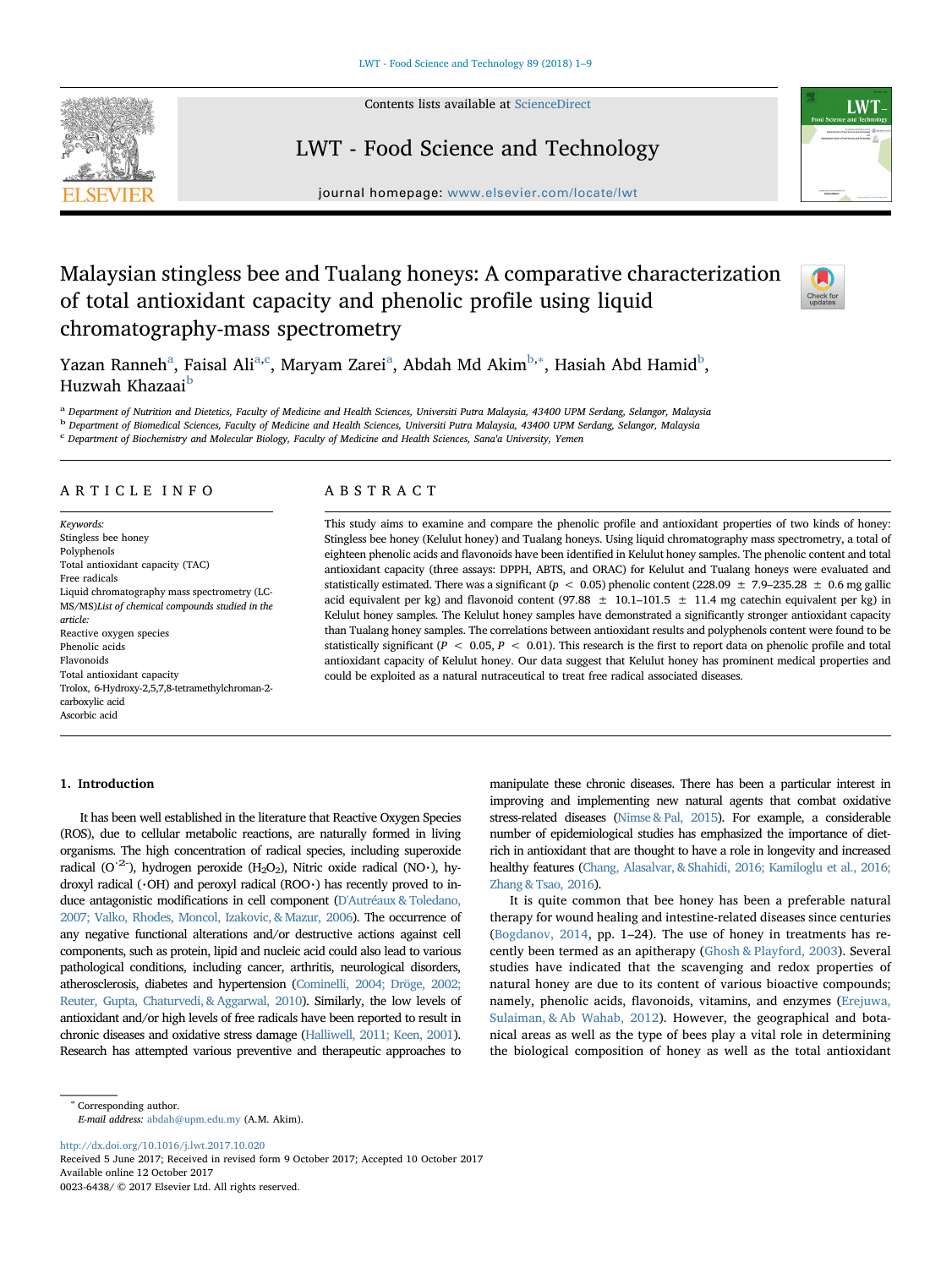# Malaysian stingless bee and Tualang honeys: A comparative characterization of total antioxidant capacity and phenolic profile using liquid chromatography-mass spectrometry

Yazan Ranneh[a], Faisal Ali[a,c], Maryam Zarei[a], Abdah Md Akim[b,*], Hasiah Abd Hamid[b], Huzwah Khazaai[b]

[a] Department of Nutrition and Dietetics, Faculty of Medicine and Health Sciences, Universiti Putra Malaysia, 43400 UPM Serdang, Selangor, Malaysia
[b] Department of Biomedical Sciences, Faculty of Medicine and Health Sciences, Universiti Putra Malaysia, 43400 UPM Serdang, Selangor, Malaysia
[c] Department of Biochemistry and Molecular Biology, Faculty of Medicine and Health Sciences, Sana'a University, Yemen

## ARTICLE INFO

*Keywords:*
Stingless bee honey
Polyphenols
Total antioxidant capacity (TAC)
Free radicals
Liquid chromatography mass spectrometry (LC-MS/MS)

*List of chemical compounds studied in the article:*
Reactive oxygen species
Phenolic acids
Flavonoids
Total antioxidant capacity
Trolox, 6-Hydroxy-2,5,7,8-tetramethylchroman-2-carboxylic acid
Ascorbic acid

## ABSTRACT

This study aims to examine and compare the phenolic profile and antioxidant properties of two kinds of honey: Stingless bee honey (Kelulut honey) and Tualang honeys. Using liquid chromatography mass spectrometry, a total of eighteen phenolic acids and flavonoids have been identified in Kelulut honey samples. The phenolic content and total antioxidant capacity (three assays: DPPH, ABTS, and ORAC) for Kelulut and Tualang honeys were evaluated and statistically estimated. There was a significant ($p < 0.05$) phenolic content (228.09 ± 7.9–235.28 ± 0.6 mg gallic acid equivalent per kg) and flavonoid content (97.88 ± 10.1–101.5 ± 11.4 mg catechin equivalent per kg) in Kelulut honey samples. The Kelulut honey samples have demonstrated a significantly stronger antioxidant capacity than Tualang honey samples. The correlations between antioxidant results and polyphenols content were found to be statistically significant ($P < 0.05$, $P < 0.01$). This research is the first to report data on phenolic profile and total antioxidant capacity of Kelulut honey. Our data suggest that Kelulut honey has prominent medical properties and could be exploited as a natural nutraceutical to treat free radical associated diseases.

## 1. Introduction

It has been well established in the literature that Reactive Oxygen Species (ROS), due to cellular metabolic reactions, are naturally formed in living organisms. The high concentration of radical species, including superoxide radical ($O^{\cdot 2-}$), hydrogen peroxide ($H_2O_2$), Nitric oxide radical (NO•), hydroxyl radical (•OH) and peroxyl radical (ROO•) has recently proved to induce antagonistic modifications in cell component (D'Autréaux & Toledano, 2007; Valko, Rhodes, Moncol, Izakovic, & Mazur, 2006). The occurrence of any negative functional alterations and/or destructive actions against cell components, such as protein, lipid and nucleic acid could also lead to various pathological conditions, including cancer, arthritis, neurological disorders, atherosclerosis, diabetes and hypertension (Cominelli, 2004; Dröge, 2002; Reuter, Gupta, Chaturvedi, & Aggarwal, 2010). Similarly, the low levels of antioxidant and/or high levels of free radicals have been reported to result in chronic diseases and oxidative stress damage (Halliwell, 2011; Keen, 2001). Research has attempted various preventive and therapeutic approaches to manipulate these chronic diseases. There has been a particular interest in improving and implementing new natural agents that combat oxidative stress-related diseases (Nimse & Pal, 2015). For example, a considerable number of epidemiological studies has emphasized the importance of diet-rich in antioxidant that are thought to have a role in longevity and increased healthy features (Chang, Alasalvar, & Shahidi, 2016; Kamiloglu et al., 2016; Zhang & Tsao, 2016).

It is quite common that bee honey has been a preferable natural therapy for wound healing and intestine-related diseases since centuries (Bogdanov, 2014, pp. 1–24). The use of honey in treatments has recently been termed as an apitherapy (Ghosh & Playford, 2003). Several studies have indicated that the scavenging and redox properties of natural honey are due to its content of various bioactive compounds; namely, phenolic acids, flavonoids, vitamins, and enzymes (Erejuwa, Sulaiman, & Ab Wahab, 2012). However, the geographical and botanical areas as well as the type of bees play a vital role in determining the biological composition of honey as well as the total antioxidant

---

\* Corresponding author.
*E-mail address:* abdah@upm.edu.my (A.M. Akim).

http://dx.doi.org/10.1016/j.lwt.2017.10.020
Received 5 June 2017; Received in revised form 9 October 2017; Accepted 10 October 2017
Available online 12 October 2017
0023-6438/ © 2017 Elsevier Ltd. All rights reserved.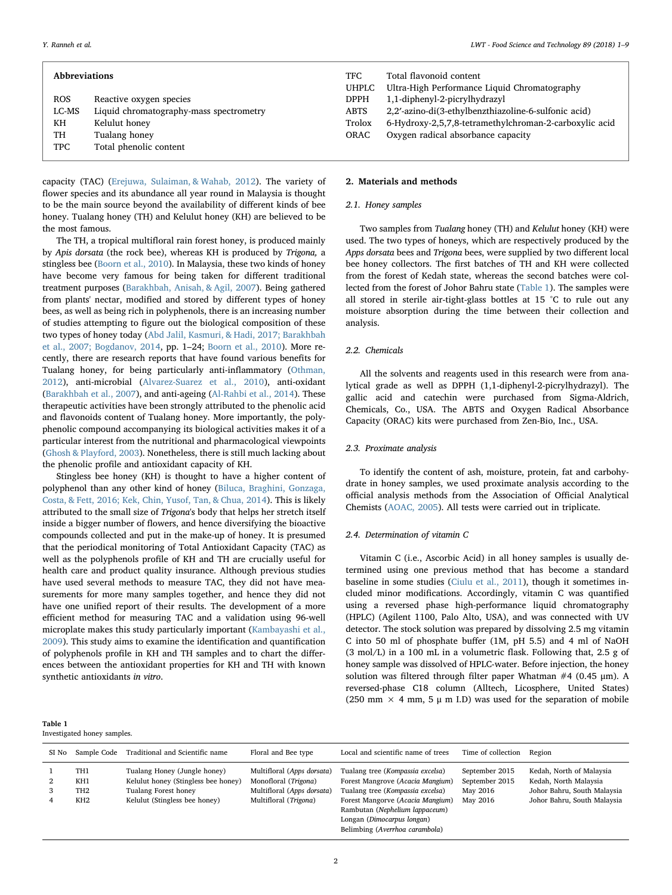| Abbreviations | |
|---|---|
| ROS | Reactive oxygen species |
| LC-MS | Liquid chromatography-mass spectrometry |
| KH | Kelulut honey |
| TH | Tualang honey |
| TPC | Total phenolic content |
| TFC | Total flavonoid content |
| UHPLC | Ultra-High Performance Liquid Chromatography |
| DPPH | 1,1-diphenyl-2-picrylhydrazyl |
| ABTS | 2,2′-azino-di(3-ethylbenzthiazoline-6-sulfonic acid) |
| Trolox | 6-Hydroxy-2,5,7,8-tetramethylchroman-2-carboxylic acid |
| ORAC | Oxygen radical absorbance capacity |

capacity (TAC) (Erejuwa, Sulaiman, & Wahab, 2012). The variety of flower species and its abundance all year round in Malaysia is thought to be the main source beyond the availability of different kinds of bee honey. Tualang honey (TH) and Kelulut honey (KH) are believed to be the most famous.

The TH, a tropical multifloral rain forest honey, is produced mainly by *Apis dorsata* (the rock bee), whereas KH is produced by *Trigona,* a stingless bee (Boorn et al., 2010). In Malaysia, these two kinds of honey have become very famous for being taken for different traditional treatment purposes (Barakhbah, Anisah, & Agil, 2007). Being gathered from plants' nectar, modified and stored by different types of honey bees, as well as being rich in polyphenols, there is an increasing number of studies attempting to figure out the biological composition of these two types of honey today (Abd Jalil, Kasmuri, & Hadi, 2017; Barakhbah et al., 2007; Bogdanov, 2014, pp. 1–24; Boorn et al., 2010). More recently, there are research reports that have found various benefits for Tualang honey, for being particularly anti-inflammatory (Othman, 2012), anti-microbial (Alvarez-Suarez et al., 2010), anti-oxidant (Barakhbah et al., 2007), and anti-ageing (Al-Rahbi et al., 2014). These therapeutic activities have been strongly attributed to the phenolic acid and flavonoids content of Tualang honey. More importantly, the polyphenolic compound accompanying its biological activities makes it of a particular interest from the nutritional and pharmacological viewpoints (Ghosh & Playford, 2003). Nonetheless, there is still much lacking about the phenolic profile and antioxidant capacity of KH.

Stingless bee honey (KH) is thought to have a higher content of polyphenol than any other kind of honey (Biluca, Braghini, Gonzaga, Costa, & Fett, 2016; Kek, Chin, Yusof, Tan, & Chua, 2014). This is likely attributed to the small size of *Trigona*'s body that helps her stretch itself inside a bigger number of flowers, and hence diversifying the bioactive compounds collected and put in the make-up of honey. It is presumed that the periodical monitoring of Total Antioxidant Capacity (TAC) as well as the polyphenols profile of KH and TH are crucially useful for health care and product quality insurance. Although previous studies have used several methods to measure TAC, they did not have measurements for more many samples together, and hence they did not have one unified report of their results. The development of a more efficient method for measuring TAC and a validation using 96-well microplate makes this study particularly important (Kambayashi et al., 2009). This study aims to examine the identification and quantification of polyphenols profile in KH and TH samples and to chart the differences between the antioxidant properties for KH and TH with known synthetic antioxidants *in vitro*.

## 2. Materials and methods

### 2.1. Honey samples

Two samples from *Tualang* honey (TH) and *Kelulut* honey (KH) were used. The two types of honeys, which are respectively produced by the *Apps dorsata* bees and *Trigona* bees, were supplied by two different local bee honey collectors. The first batches of TH and KH were collected from the forest of Kedah state, whereas the second batches were collected from the forest of Johor Bahru state (Table 1). The samples were all stored in sterile air-tight-glass bottles at 15 °C to rule out any moisture absorption during the time between their collection and analysis.

### 2.2. Chemicals

All the solvents and reagents used in this research were from analytical grade as well as DPPH (1,1-diphenyl-2-picrylhydrazyl). The gallic acid and catechin were purchased from Sigma-Aldrich, Chemicals, Co., USA. The ABTS and Oxygen Radical Absorbance Capacity (ORAC) kits were purchased from Zen-Bio, Inc., USA.

### 2.3. Proximate analysis

To identify the content of ash, moisture, protein, fat and carbohydrate in honey samples, we used proximate analysis according to the official analysis methods from the Association of Official Analytical Chemists (AOAC, 2005). All tests were carried out in triplicate.

### 2.4. Determination of vitamin C

Vitamin C (i.e., Ascorbic Acid) in all honey samples is usually determined using one previous method that has become a standard baseline in some studies (Ciulu et al., 2011), though it sometimes included minor modifications. Accordingly, vitamin C was quantified using a reversed phase high-performance liquid chromatography (HPLC) (Agilent 1100, Palo Alto, USA), and was connected with UV detector. The stock solution was prepared by dissolving 2.5 mg vitamin C into 50 ml of phosphate buffer (1M, pH 5.5) and 4 ml of NaOH (3 mol/L) in a 100 mL in a volumetric flask. Following that, 2.5 g of honey sample was dissolved of HPLC-water. Before injection, the honey solution was filtered through filter paper Whatman #4 (0.45 µm). A reversed-phase C18 column (Alltech, Licosphere, United States) (250 mm × 4 mm, 5 µ m I.D) was used for the separation of mobile

**Table 1**
Investigated honey samples.

| SI No | Sample Code | Traditional and Scientific name | Floral and Bee type | Local and scientific name of trees | Time of collection | Region |
|---|---|---|---|---|---|---|
| 1 | TH1 | Tualang Honey (Jungle honey) | Multifloral (*Apps dorsata*) | Tualang tree (*Kompassia excelsa*) | September 2015 | Kedah, North of Malaysia |
| 2 | KH1 | Kelulut honey (Stingless bee honey) | Monofloral (*Trigona*) | Forest Mangrove (*Acacia Mangium*) | September 2015 | Kedah, North Malaysia |
| 3 | TH2 | Tualang Forest honey | Multifloral (*Apps dorsata*) | Tualang tree (*Kompassia excelsa*) | May 2016 | Johor Bahru, South Malaysia |
| 4 | KH2 | Kelulut (Stingless bee honey) | Multifloral (*Trigona*) | Forest Mangorve (*Acacia Mangium*)<br>Rambutan (*Nephelium lappaceum*)<br>Longan (*Dimocarpus longan*)<br>Belimbing (*Averrhoa carambola*) | May 2016 | Johor Bahru, South Malaysia |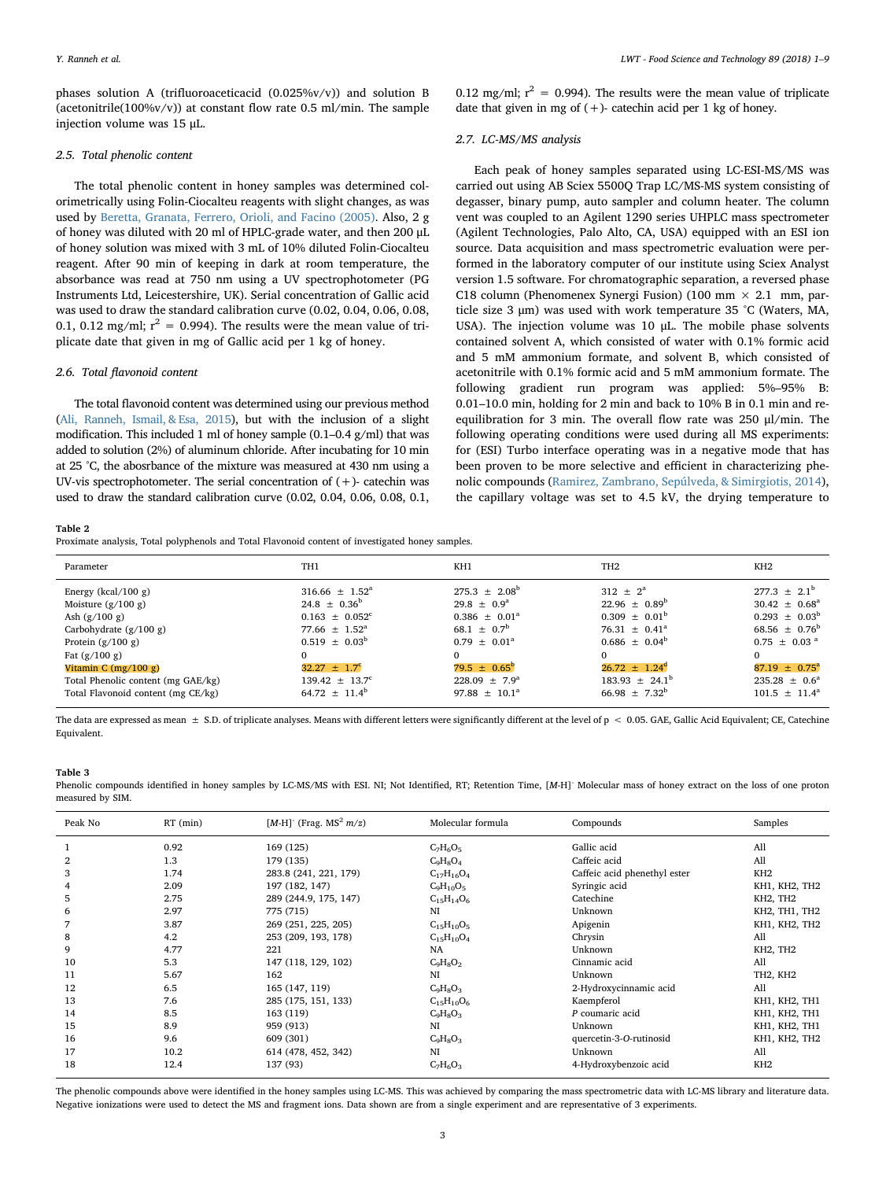phases solution A (trifluoroaceticacid (0.025%v/v)) and solution B (acetonitrile(100%v/v)) at constant flow rate 0.5 ml/min. The sample injection volume was 15 µL.

### 2.5. Total phenolic content

The total phenolic content in honey samples was determined colorimetrically using Folin-Ciocalteu reagents with slight changes, as was used by Beretta, Granata, Ferrero, Orioli, and Facino (2005). Also, 2 g of honey was diluted with 20 ml of HPLC-grade water, and then 200 µL of honey solution was mixed with 3 mL of 10% diluted Folin-Ciocalteu reagent. After 90 min of keeping in dark at room temperature, the absorbance was read at 750 nm using a UV spectrophotometer (PG Instruments Ltd, Leicestershire, UK). Serial concentration of Gallic acid was used to draw the standard calibration curve (0.02, 0.04, 0.06, 0.08, 0.1, 0.12 mg/ml; $r^2$ = 0.994). The results were the mean value of triplicate date that given in mg of Gallic acid per 1 kg of honey.

### 2.6. Total flavonoid content

The total flavonoid content was determined using our previous method (Ali, Ranneh, Ismail, & Esa, 2015), but with the inclusion of a slight modification. This included 1 ml of honey sample (0.1–0.4 g/ml) that was added to solution (2%) of aluminum chloride. After incubating for 10 min at 25 °C, the abosrbance of the mixture was measured at 430 nm using a UV-vis spectrophotometer. The serial concentration of (+)- catechin was used to draw the standard calibration curve (0.02, 0.04, 0.06, 0.08, 0.1, 0.12 mg/ml; $r^2$ = 0.994). The results were the mean value of triplicate date that given in mg of (+)- catechin acid per 1 kg of honey.

### 2.7. LC-MS/MS analysis

Each peak of honey samples separated using LC-ESI-MS/MS was carried out using AB Sciex 5500Q Trap LC/MS-MS system consisting of degasser, binary pump, auto sampler and column heater. The column vent was coupled to an Agilent 1290 series UHPLC mass spectrometer (Agilent Technologies, Palo Alto, CA, USA) equipped with an ESI ion source. Data acquisition and mass spectrometric evaluation were performed in the laboratory computer of our institute using Sciex Analyst version 1.5 software. For chromatographic separation, a reversed phase C18 column (Phenomenex Synergi Fusion) (100 mm × 2.1 mm, particle size 3 µm) was used with work temperature 35 °C (Waters, MA, USA). The injection volume was 10 µL. The mobile phase solvents contained solvent A, which consisted of water with 0.1% formic acid and 5 mM ammonium formate, and solvent B, which consisted of acetonitrile with 0.1% formic acid and 5 mM ammonium formate. The following gradient run program was applied: 5%–95% B: 0.01–10.0 min, holding for 2 min and back to 10% B in 0.1 min and re-equilibration for 3 min. The overall flow rate was 250 µl/min. The following operating conditions were used during all MS experiments: for (ESI) Turbo interface operating was in a negative mode that has been proven to be more selective and efficient in characterizing phenolic compounds (Ramirez, Zambrano, Sepúlveda, & Simirgiotis, 2014), the capillary voltage was set to 4.5 kV, the drying temperature to

**Table 2**
Proximate analysis, Total polyphenols and Total Flavonoid content of investigated honey samples.

| Parameter | TH1 | KH1 | TH2 | KH2 |
|---|---|---|---|---|
| Energy (kcal/100 g) | 316.66 ± 1.52[a] | 275.3 ± 2.08[b] | 312 ± 2[a] | 277.3 ± 2.1[b] |
| Moisture (g/100 g) | 24.8 ± 0.36[b] | 29.8 ± 0.9[a] | 22.96 ± 0.89[b] | 30.42 ± 0.68[a] |
| Ash (g/100 g) | 0.163 ± 0.052[c] | 0.386 ± 0.01[a] | 0.309 ± 0.01[b] | 0.293 ± 0.03[b] |
| Carbohydrate (g/100 g) | 77.66 ± 1.52[a] | 68.1 ± 0.7[b] | 76.31 ± 0.41[a] | 68.56 ± 0.76[b] |
| Protein (g/100 g) | 0.519 ± 0.03[b] | 0.79 ± 0.01[a] | 0.686 ± 0.04[b] | 0.75 ± 0.03 [a] |
| Fat (g/100 g) | 0 | 0 | 0 | 0 |
| Vitamin C (mg/100 g) | 32.27 ± 1.7[c] | 79.5 ± 0.65[b] | 26.72 ± 1.24[d] | 87.19 ± 0.75[a] |
| Total Phenolic content (mg GAE/kg) | 139.42 ± 13.7[c] | 228.09 ± 7.9[a] | 183.93 ± 24.1[b] | 235.28 ± 0.6[a] |
| Total Flavonoid content (mg CE/kg) | 64.72 ± 11.4[b] | 97.88 ± 10.1[a] | 66.98 ± 7.32[b] | 101.5 ± 11.4[a] |

The data are expressed as mean ± S.D. of triplicate analyses. Means with different letters were significantly different at the level of $p < 0.05$. GAE, Gallic Acid Equivalent; CE, Catechine Equivalent.

**Table 3**
Phenolic compounds identified in honey samples by LC-MS/MS with ESI. NI; Not Identified, RT; Retention Time, $[M\text{-H}]^-$ Molecular mass of honey extract on the loss of one proton measured by SIM.

| Peak No | RT (min) | $[M\text{-H}]^-$ (Frag. MS$^2$ $m/z$) | Molecular formula | Compounds | Samples |
|---|---|---|---|---|---|
| 1 | 0.92 | 169 (125) | $C_7H_6O_5$ | Gallic acid | All |
| 2 | 1.3 | 179 (135) | $C_9H_8O_4$ | Caffeic acid | All |
| 3 | 1.74 | 283.8 (241, 221, 179) | $C_{17}H_{16}O_4$ | Caffeic acid phenethyl ester | KH2 |
| 4 | 2.09 | 197 (182, 147) | $C_9H_{10}O_5$ | Syringic acid | KH1, KH2, TH2 |
| 5 | 2.75 | 289 (244.9, 175, 147) | $C_{15}H_{14}O_6$ | Catechine | KH2, TH2 |
| 6 | 2.97 | 775 (715) | NI | Unknown | KH2, TH1, TH2 |
| 7 | 3.87 | 269 (251, 225, 205) | $C_{15}H_{10}O_5$ | Apigenin | KH1, KH2, TH2 |
| 8 | 4.2 | 253 (209, 193, 178) | $C_{15}H_{10}O_4$ | Chrysin | All |
| 9 | 4.77 | 221 | NA | Unknown | KH2, TH2 |
| 10 | 5.3 | 147 (118, 129, 102) | $C_9H_8O_2$ | Cinnamic acid | All |
| 11 | 5.67 | 162 | NI | Unknown | TH2, KH2 |
| 12 | 6.5 | 165 (147, 119) | $C_9H_8O_3$ | 2-Hydroxycinnamic acid | All |
| 13 | 7.6 | 285 (175, 151, 133) | $C_{15}H_{10}O_6$ | Kaempferol | KH1, KH2, TH1 |
| 14 | 8.5 | 163 (119) | $C_9H_8O_3$ | *P* coumaric acid | KH1, KH2, TH1 |
| 15 | 8.9 | 959 (913) | NI | Unknown | KH1, KH2, TH1 |
| 16 | 9.6 | 609 (301) | $C_9H_8O_3$ | quercetin-3-*O*-rutinosid | KH1, KH2, TH2 |
| 17 | 10.2 | 614 (478, 452, 342) | NI | Unknown | All |
| 18 | 12.4 | 137 (93) | $C_7H_6O_3$ | 4-Hydroxybenzoic acid | KH2 |

The phenolic compounds above were identified in the honey samples using LC-MS. This was achieved by comparing the mass spectrometric data with LC-MS library and literature data. Negative ionizations were used to detect the MS and fragment ions. Data shown are from a single experiment and are representative of 3 experiments.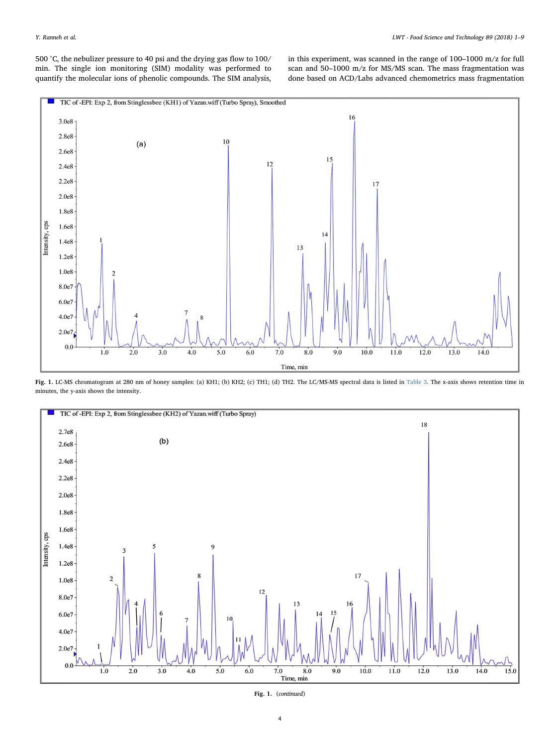500 °C, the nebulizer pressure to 40 psi and the drying gas flow to 100/min. The single ion monitoring (SIM) modality was performed to quantify the molecular ions of phenolic compounds. The SIM analysis, in this experiment, was scanned in the range of 100–1000 m/z for full scan and 50–1000 m/z for MS/MS scan. The mass fragmentation was done based on ACD/Labs advanced chemometrics mass fragmentation

**Fig. 1.** LC-MS chromatogram at 280 nm of honey samples: (a) KH1; (b) KH2; (c) TH1; (d) TH2. The LC/MS-MS spectral data is listed in Table 3. The x-axis shows retention time in minutes, the y-axis shows the intensity.

**Fig. 1.** (*continued*)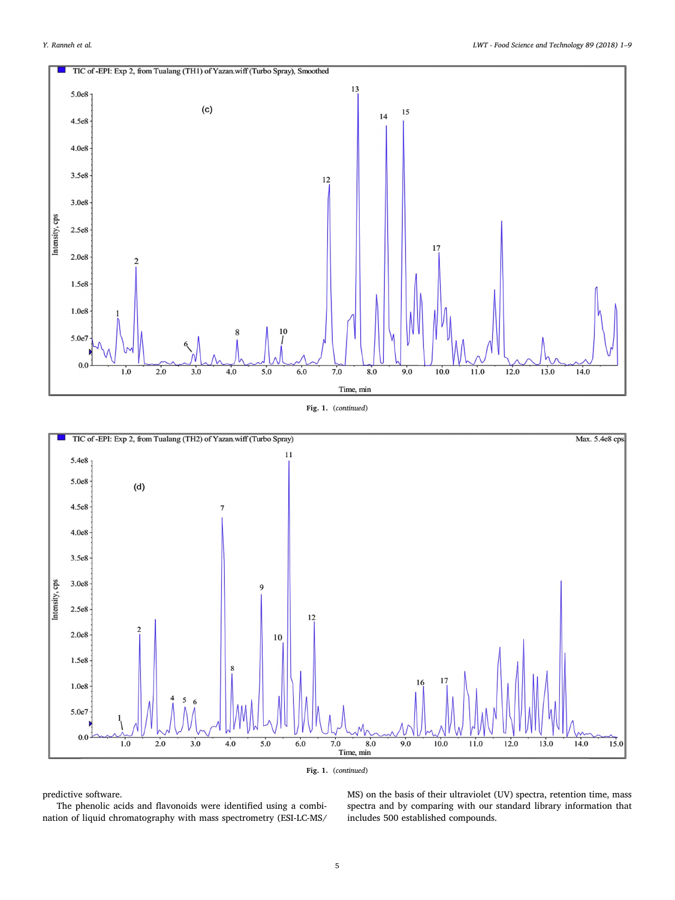Fig. 1. (*continued*)

Fig. 1. (*continued*)

predictive software.

The phenolic acids and flavonoids were identified using a combination of liquid chromatography with mass spectrometry (ESI-LC-MS/MS) on the basis of their ultraviolet (UV) spectra, retention time, mass spectra and by comparing with our standard library information that includes 500 established compounds.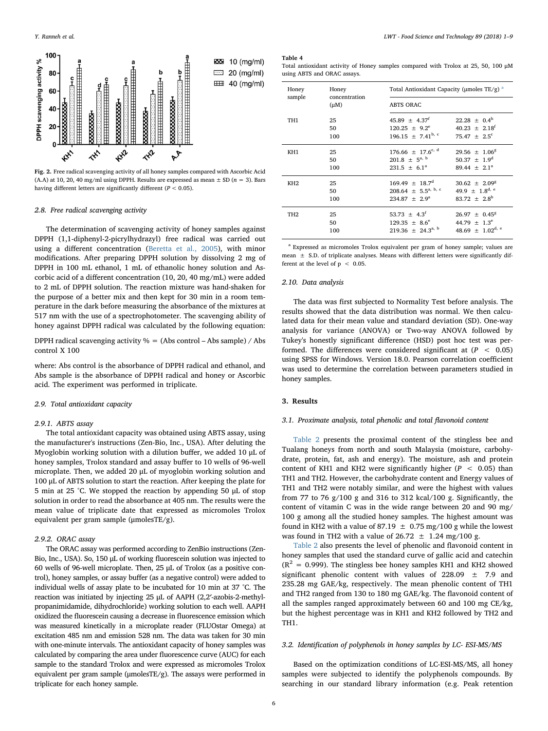Fig. 2. Free radical scavenging activity of all honey samples compared with Ascorbic Acid (A.A) at 10, 20, 40 mg/ml using DPPH. Results are expressed as mean ± SD (n = 3). Bars having different letters are significantly different ($P < 0.05$).

### 2.8. Free radical scavenging activity

The determination of scavenging activity of honey samples against DPPH (1,1-diphenyl-2-picrylhydrazyl) free radical was carried out using a different concentration (Beretta et al., 2005), with minor modifications. After preparing DPPH solution by dissolving 2 mg of DPPH in 100 mL ethanol, 1 mL of ethanolic honey solution and Ascorbic acid of a different concentration (10, 20, 40 mg/mL) were added to 2 mL of DPPH solution. The reaction mixture was hand-shaken for the purpose of a better mix and then kept for 30 min in a room temperature in the dark before measuring the absorbance of the mixtures at 517 nm with the use of a spectrophotometer. The scavenging ability of honey against DPPH radical was calculated by the following equation:

DPPH radical scavenging activity % = (Abs control – Abs sample) / Abs control X 100

where: Abs control is the absorbance of DPPH radical and ethanol, and Abs sample is the absorbance of DPPH radical and honey or Ascorbic acid. The experiment was performed in triplicate.

### 2.9. Total antioxidant capacity

#### 2.9.1. ABTS assay

The total antioxidant capacity was obtained using ABTS assay, using the manufacturer's instructions (Zen-Bio, Inc., USA). After deluting the Myoglobin working solution with a dilution buffer, we added 10 μL of honey samples, Trolox standard and assay buffer to 10 wells of 96-well microplate. Then, we added 20 μL of myoglobin working solution and 100 μL of ABTS solution to start the reaction. After keeping the plate for 5 min at 25 °C. We stopped the reaction by appending 50 μL of stop solution in order to read the absorbance at 405 nm. The results were the mean value of triplicate date that expressed as micromoles Trolox equivalent per gram sample (μmolesTE/g).

#### 2.9.2. ORAC assay

The ORAC assay was performed according to ZenBio instructions (Zen-Bio, Inc., USA). So, 150 μL of working fluorescein solution was injected to 60 wells of 96-well microplate. Then, 25 μL of Trolox (as a positive control), honey samples, or assay buffer (as a negative control) were added to individual wells of assay plate to be incubated for 10 min at 37 °C. The reaction was initiated by injecting 25 μL of AAPH (2,2′-azobis-2-methyl-propanimidamide, dihydrochloride) working solution to each well. AAPH oxidized the fluorescein causing a decrease in fluorescence emission which was measured kinetically in a microplate reader (FLUOstar Omega) at excitation 485 nm and emission 528 nm. The data was taken for 30 min with one-minute intervals. The antioxidant capacity of honey samples was calculated by comparing the area under fluorescence curve (AUC) for each sample to the standard Trolox and were expressed as micromoles Trolox equivalent per gram sample (μmolesTE/g). The assays were performed in triplicate for each honey sample.

**Table 4**
Total antioxidant activity of Honey samples compared with Trolox at 25, 50, 100 μM using ABTS and ORAC assays.

| Honey sample | Honey concentration (μM) | Total Antioxidant Capacity (μmoles TE/g) [a] | |
|---|---|---|---|
| | | ABTS | ORAC |
| TH1 | 25 | 45.89 ± 4.37[f] | 22.28 ± 0.4[h] |
| | 50 | 120.25 ± 9.2[e] | 40.23 ± 2.18[f] |
| | 100 | 196.15 ± 7.41[b, c] | 75.47 ± 2.5[c] |
| KH1 | 25 | 176.66 ± 17.6[c, d] | 29.56 ± 1.06[g] |
| | 50 | 201.8 ± 5[a, b] | 50.37 ± 1.9[d] |
| | 100 | 231.5 ± 6.1[a] | 89.44 ± 2.1[a] |
| KH2 | 25 | 169.49 ± 18.7[d] | 30.62 ± 2.09[g] |
| | 50 | 208.64 ± 5.5[a, b, c] | 49.9 ± 1.8[d, e] |
| | 100 | 234.87 ± 2.9[a] | 83.72 ± 2.8[b] |
| TH2 | 25 | 53.73 ± 4.3[f] | 26.97 ± 0.45[g] |
| | 50 | 129.35 ± 8.6[e] | 44.79 ± 1.3[e] |
| | 100 | 219.36 ± 24.3[a, b] | 48.69 ± 1.02[d, e] |

[a] Expressed as micromoles Trolox equivalent per gram of honey sample; values are mean ± S.D. of triplicate analyses. Means with different letters were significantly different at the level of $p < 0.05$.

### 2.10. Data analysis

The data was first subjected to Normality Test before analysis. The results showed that the data distribution was normal. We then calculated data for their mean value and standard deviation (SD). One-way analysis for variance (ANOVA) or Two-way ANOVA followed by Tukey's honestly significant difference (HSD) post hoc test was performed. The differences were considered significant at ($P < 0.05$) using SPSS for Windows. Version 18.0. Pearson correlation coefficient was used to determine the correlation between parameters studied in honey samples.

## 3. Results

### 3.1. Proximate analysis, total phenolic and total flavonoid content

Table 2 presents the proximal content of the stingless bee and Tualang honeys from north and south Malaysia (moisture, carbohydrate, protein, fat, ash and energy). The moisture, ash and protein content of KH1 and KH2 were significantly higher ($P < 0.05$) than TH1 and TH2. However, the carbohydrate content and Energy values of TH1 and TH2 were notably similar, and were the highest with values from 77 to 76 g/100 g and 316 to 312 kcal/100 g. Significantly, the content of vitamin C was in the wide range between 20 and 90 mg/100 g among all the studied honey samples. The highest amount was found in KH2 with a value of 87.19 ± 0.75 mg/100 g while the lowest was found in TH2 with a value of 26.72 ± 1.24 mg/100 g.

Table 2 also presents the level of phenolic and flavonoid content in honey samples that used the standard curve of gallic acid and catechin ($R^2$ = 0.999). The stingless bee honey samples KH1 and KH2 showed significant phenolic content with values of 228.09 ± 7.9 and 235.28 mg GAE/kg, respectively. The mean phenolic content of TH1 and TH2 ranged from 130 to 180 mg GAE/kg. The flavonoid content of all the samples ranged approximately between 60 and 100 mg CE/kg, but the highest percentage was in KH1 and KH2 followed by TH2 and TH1.

### 3.2. Identification of polyphenols in honey samples by LC- ESI-MS/MS

Based on the optimization conditions of LC-ESI-MS/MS, all honey samples were subjected to identify the polyphenols compounds. By searching in our standard library information (e.g. Peak retention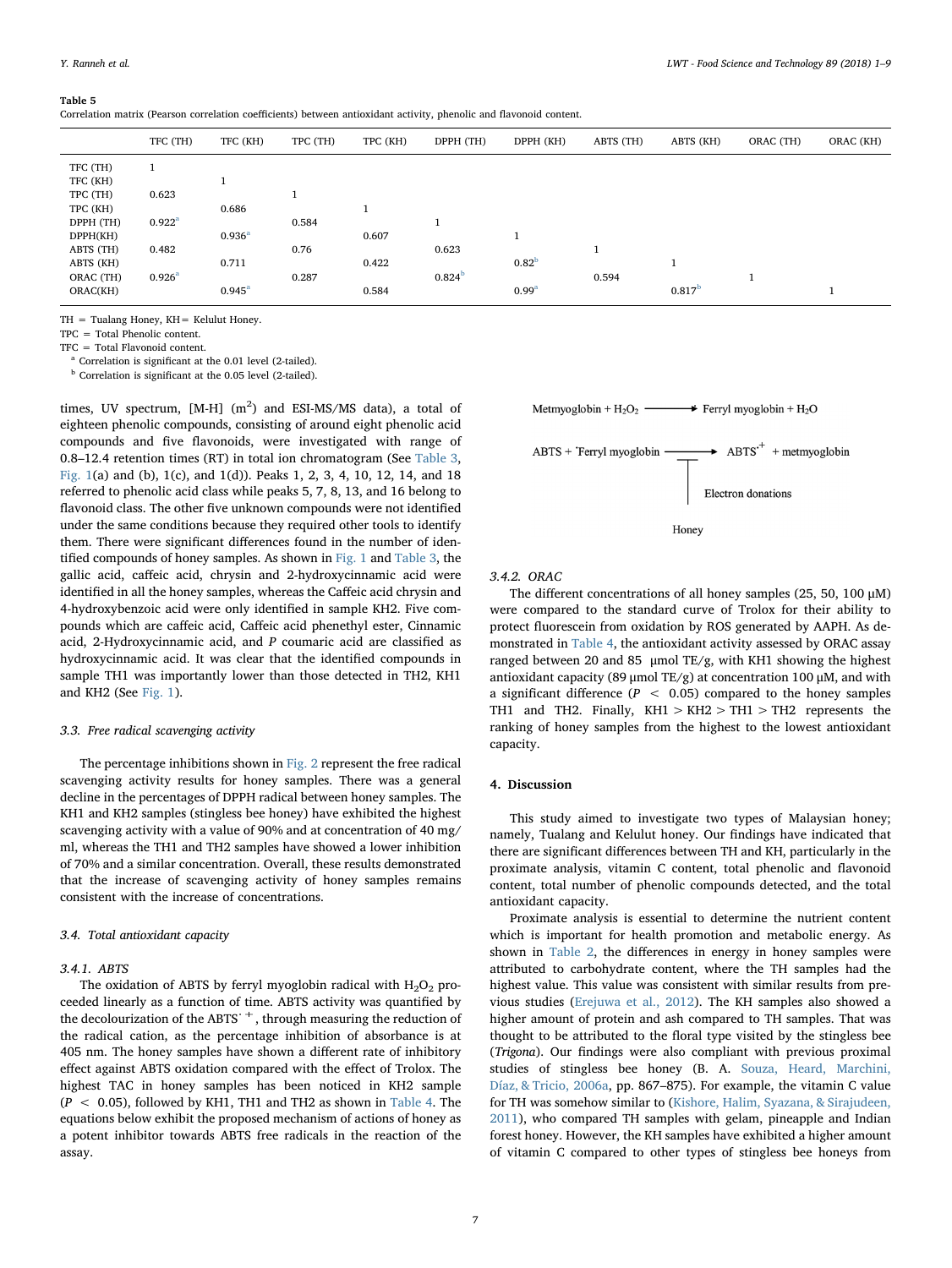**Table 5**
Correlation matrix (Pearson correlation coefficients) between antioxidant activity, phenolic and flavonoid content.

| | TFC (TH) | TFC (KH) | TPC (TH) | TPC (KH) | DPPH (TH) | DPPH (KH) | ABTS (TH) | ABTS (KH) | ORAC (TH) | ORAC (KH) |
|---|---|---|---|---|---|---|---|---|---|---|
| TFC (TH) | 1 | | | | | | | | | |
| TFC (KH) | | 1 | | | | | | | | |
| TPC (TH) | 0.623 | | 1 | | | | | | | |
| TPC (KH) | | 0.686 | | 1 | | | | | | |
| DPPH (TH) | 0.922[a] | | 0.584 | | 1 | | | | | |
| DPPH(KH) | | 0.936[a] | | 0.607 | | 1 | | | | |
| ABTS (TH) | 0.482 | | 0.76 | | 0.623 | | 1 | | | |
| ABTS (KH) | | 0.711 | | 0.422 | | 0.82[b] | | 1 | | |
| ORAC (TH) | 0.926[a] | | 0.287 | | 0.824[b] | | 0.594 | | 1 | |
| ORAC(KH) | | 0.945[a] | | 0.584 | | 0.99[a] | | 0.817[b] | | 1 |

TH = Tualang Honey, KH= Kelulut Honey.
TPC = Total Phenolic content.
TFC = Total Flavonoid content.
[a] Correlation is significant at the 0.01 level (2-tailed).
[b] Correlation is significant at the 0.05 level (2-tailed).

times, UV spectrum, [M-H] ($m^2$) and ESI-MS/MS data), a total of eighteen phenolic compounds, consisting of around eight phenolic acid compounds and five flavonoids, were investigated with range of 0.8–12.4 retention times (RT) in total ion chromatogram (See Table 3, Fig. 1(a) and (b), 1(c), and 1(d)). Peaks 1, 2, 3, 4, 10, 12, 14, and 18 referred to phenolic acid class while peaks 5, 7, 8, 13, and 16 belong to flavonoid class. The other five unknown compounds were not identified under the same conditions because they required other tools to identify them. There were significant differences found in the number of identified compounds of honey samples. As shown in Fig. 1 and Table 3, the gallic acid, caffeic acid, chrysin and 2-hydroxycinnamic acid were identified in all the honey samples, whereas the Caffeic acid chrysin and 4-hydroxybenzoic acid were only identified in sample KH2. Five compounds which are caffeic acid, Caffeic acid phenethyl ester, Cinnamic acid, 2-Hydroxycinnamic acid, and *P* coumaric acid are classified as hydroxycinnamic acid. It was clear that the identified compounds in sample TH1 was importantly lower than those detected in TH2, KH1 and KH2 (See Fig. 1).

### 3.3. Free radical scavenging activity

The percentage inhibitions shown in Fig. 2 represent the free radical scavenging activity results for honey samples. There was a general decline in the percentages of DPPH radical between honey samples. The KH1 and KH2 samples (stingless bee honey) have exhibited the highest scavenging activity with a value of 90% and at concentration of 40 mg/ml, whereas the TH1 and TH2 samples have showed a lower inhibition of 70% and a similar concentration. Overall, these results demonstrated that the increase of scavenging activity of honey samples remains consistent with the increase of concentrations.

### 3.4. Total antioxidant capacity

#### 3.4.1. ABTS

The oxidation of ABTS by ferryl myoglobin radical with $H_2O_2$ proceeded linearly as a function of time. ABTS activity was quantified by the decolourization of the $ABTS^{\cdot +}$, through measuring the reduction of the radical cation, as the percentage inhibition of absorbance is at 405 nm. The honey samples have shown a different rate of inhibitory effect against ABTS oxidation compared with the effect of Trolox. The highest TAC in honey samples has been noticed in KH2 sample ($P < 0.05$), followed by KH1, TH1 and TH2 as shown in Table 4. The equations below exhibit the proposed mechanism of actions of honey as a potent inhibitor towards ABTS free radicals in the reaction of the assay.

Metmyoglobin + $H_2O_2$ ⟶ Ferryl myoglobin + $H_2O$

ABTS + $^{\cdot}$Ferryl myoglobin ⟶ $ABTS^{\cdot +}$ + metmyoglobin

Electron donations

Honey

#### 3.4.2. ORAC

The different concentrations of all honey samples (25, 50, 100 μM) were compared to the standard curve of Trolox for their ability to protect fluorescein from oxidation by ROS generated by AAPH. As demonstrated in Table 4, the antioxidant activity assessed by ORAC assay ranged between 20 and 85 μmol TE/g, with KH1 showing the highest antioxidant capacity (89 μmol TE/g) at concentration 100 μM, and with a significant difference ($P < 0.05$) compared to the honey samples TH1 and TH2. Finally, KH1 > KH2 > TH1 > TH2 represents the ranking of honey samples from the highest to the lowest antioxidant capacity.

## 4. Discussion

This study aimed to investigate two types of Malaysian honey; namely, Tualang and Kelulut honey. Our findings have indicated that there are significant differences between TH and KH, particularly in the proximate analysis, vitamin C content, total phenolic and flavonoid content, total number of phenolic compounds detected, and the total antioxidant capacity.

Proximate analysis is essential to determine the nutrient content which is important for health promotion and metabolic energy. As shown in Table 2, the differences in energy in honey samples were attributed to carbohydrate content, where the TH samples had the highest value. This value was consistent with similar results from previous studies (Erejuwa et al., 2012). The KH samples also showed a higher amount of protein and ash compared to TH samples. That was thought to be attributed to the floral type visited by the stingless bee (*Trigona*). Our findings were also compliant with previous proximal studies of stingless bee honey (B. A. Souza, Heard, Marchini, Díaz, & Tricio, 2006a, pp. 867–875). For example, the vitamin C value for TH was somehow similar to (Kishore, Halim, Syazana, & Sirajudeen, 2011), who compared TH samples with gelam, pineapple and Indian forest honey. However, the KH samples have exhibited a higher amount of vitamin C compared to other types of stingless bee honeys from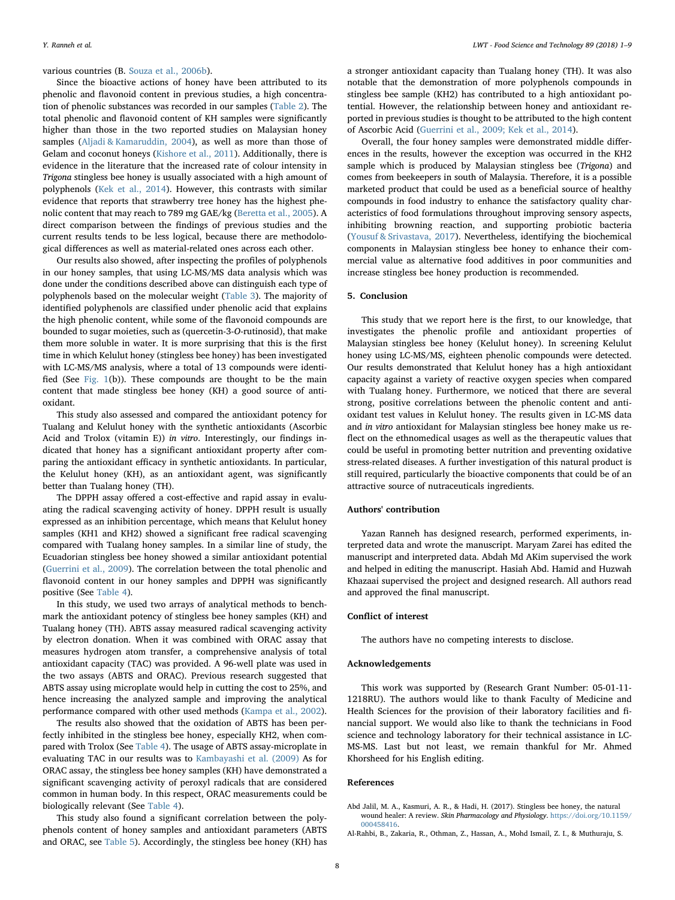various countries (B. Souza et al., 2006b).

Since the bioactive actions of honey have been attributed to its phenolic and flavonoid content in previous studies, a high concentration of phenolic substances was recorded in our samples (Table 2). The total phenolic and flavonoid content of KH samples were significantly higher than those in the two reported studies on Malaysian honey samples (Aljadi & Kamaruddin, 2004), as well as more than those of Gelam and coconut honeys (Kishore et al., 2011). Additionally, there is evidence in the literature that the increased rate of colour intensity in *Trigona* stingless bee honey is usually associated with a high amount of polyphenols (Kek et al., 2014). However, this contrasts with similar evidence that reports that strawberry tree honey has the highest phenolic content that may reach to 789 mg GAE/kg (Beretta et al., 2005). A direct comparison between the findings of previous studies and the current results tends to be less logical, because there are methodological differences as well as material-related ones across each other.

Our results also showed, after inspecting the profiles of polyphenols in our honey samples, that using LC-MS/MS data analysis which was done under the conditions described above can distinguish each type of polyphenols based on the molecular weight (Table 3). The majority of identified polyphenols are classified under phenolic acid that explains the high phenolic content, while some of the flavonoid compounds are bounded to sugar moieties, such as (quercetin-3-*O*-rutinosid), that make them more soluble in water. It is more surprising that this is the first time in which Kelulut honey (stingless bee honey) has been investigated with LC-MS/MS analysis, where a total of 13 compounds were identified (See Fig. 1(b)). These compounds are thought to be the main content that made stingless bee honey (KH) a good source of antioxidant.

This study also assessed and compared the antioxidant potency for Tualang and Kelulut honey with the synthetic antioxidants (Ascorbic Acid and Trolox (vitamin E)) *in vitro*. Interestingly, our findings indicated that honey has a significant antioxidant property after comparing the antioxidant efficacy in synthetic antioxidants. In particular, the Kelulut honey (KH), as an antioxidant agent, was significantly better than Tualang honey (TH).

The DPPH assay offered a cost-effective and rapid assay in evaluating the radical scavenging activity of honey. DPPH result is usually expressed as an inhibition percentage, which means that Kelulut honey samples (KH1 and KH2) showed a significant free radical scavenging compared with Tualang honey samples. In a similar line of study, the Ecuadorian stingless bee honey showed a similar antioxidant potential (Guerrini et al., 2009). The correlation between the total phenolic and flavonoid content in our honey samples and DPPH was significantly positive (See Table 4).

In this study, we used two arrays of analytical methods to benchmark the antioxidant potency of stingless bee honey samples (KH) and Tualang honey (TH). ABTS assay measured radical scavenging activity by electron donation. When it was combined with ORAC assay that measures hydrogen atom transfer, a comprehensive analysis of total antioxidant capacity (TAC) was provided. A 96-well plate was used in the two assays (ABTS and ORAC). Previous research suggested that ABTS assay using microplate would help in cutting the cost to 25%, and hence increasing the analyzed sample and improving the analytical performance compared with other used methods (Kampa et al., 2002).

The results also showed that the oxidation of ABTS has been perfectly inhibited in the stingless bee honey, especially KH2, when compared with Trolox (See Table 4). The usage of ABTS assay-microplate in evaluating TAC in our results was to Kambayashi et al. (2009) As for ORAC assay, the stingless bee honey samples (KH) have demonstrated a significant scavenging activity of peroxyl radicals that are considered common in human body. In this respect, ORAC measurements could be biologically relevant (See Table 4).

This study also found a significant correlation between the polyphenols content of honey samples and antioxidant parameters (ABTS and ORAC, see Table 5). Accordingly, the stingless bee honey (KH) has a stronger antioxidant capacity than Tualang honey (TH). It was also notable that the demonstration of more polyphenols compounds in stingless bee sample (KH2) has contributed to a high antioxidant potential. However, the relationship between honey and antioxidant reported in previous studies is thought to be attributed to the high content of Ascorbic Acid (Guerrini et al., 2009; Kek et al., 2014).

Overall, the four honey samples were demonstrated middle differences in the results, however the exception was occurred in the KH2 sample which is produced by Malaysian stingless bee (*Trigona*) and comes from beekeepers in south of Malaysia. Therefore, it is a possible marketed product that could be used as a beneficial source of healthy compounds in food industry to enhance the satisfactory quality characteristics of food formulations throughout improving sensory aspects, inhibiting browning reaction, and supporting probiotic bacteria (Yousuf & Srivastava, 2017). Nevertheless, identifying the biochemical components in Malaysian stingless bee honey to enhance their commercial value as alternative food additives in poor communities and increase stingless bee honey production is recommended.

## 5. Conclusion

This study that we report here is the first, to our knowledge, that investigates the phenolic profile and antioxidant properties of Malaysian stingless bee honey (Kelulut honey). In screening Kelulut honey using LC-MS/MS, eighteen phenolic compounds were detected. Our results demonstrated that Kelulut honey has a high antioxidant capacity against a variety of reactive oxygen species when compared with Tualang honey. Furthermore, we noticed that there are several strong, positive correlations between the phenolic content and antioxidant test values in Kelulut honey. The results given in LC-MS data and *in vitro* antioxidant for Malaysian stingless bee honey make us reflect on the ethnomedical usages as well as the therapeutic values that could be useful in promoting better nutrition and preventing oxidative stress-related diseases. A further investigation of this natural product is still required, particularly the bioactive components that could be of an attractive source of nutraceuticals ingredients.

## Authors' contribution

Yazan Ranneh has designed research, performed experiments, interpreted data and wrote the manuscript. Maryam Zarei has edited the manuscript and interpreted data. Abdah Md AKim supervised the work and helped in editing the manuscript. Hasiah Abd. Hamid and Huzwah Khazaai supervised the project and designed research. All authors read and approved the final manuscript.

## Conflict of interest

The authors have no competing interests to disclose.

## Acknowledgements

This work was supported by (Research Grant Number: 05-01-11-1218RU). The authors would like to thank Faculty of Medicine and Health Sciences for the provision of their laboratory facilities and financial support. We would also like to thank the technicians in Food science and technology laboratory for their technical assistance in LC-MS-MS. Last but not least, we remain thankful for Mr. Ahmed Khorsheed for his English editing.

## References

Abd Jalil, M. A., Kasmuri, A. R., & Hadi, H. (2017). Stingless bee honey, the natural wound healer: A review. *Skin Pharmacology and Physiology*. https://doi.org/10.1159/000458416.

Al-Rahbi, B., Zakaria, R., Othman, Z., Hassan, A., Mohd Ismail, Z. I., & Muthuraju, S.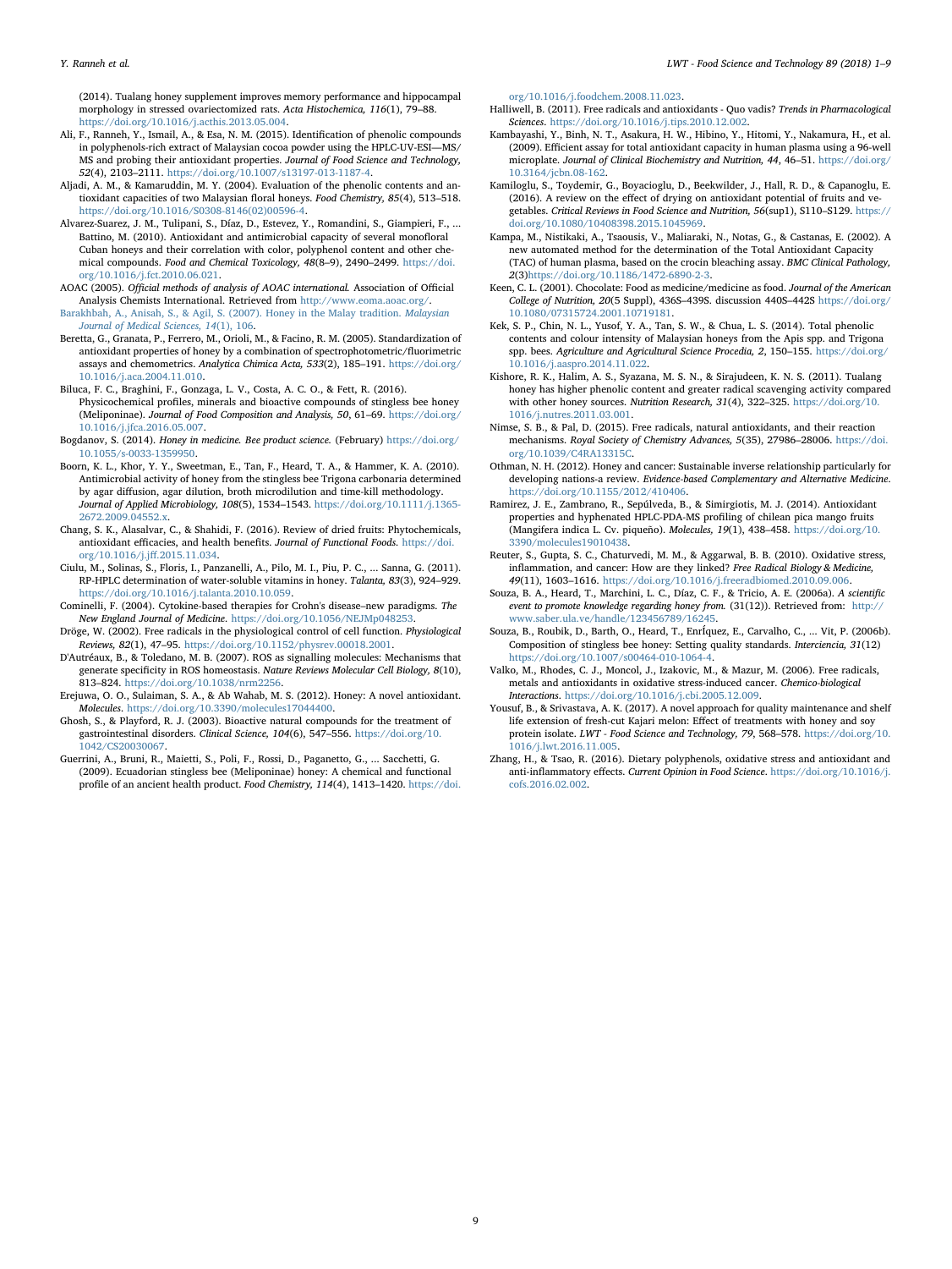(2014). Tualang honey supplement improves memory performance and hippocampal morphology in stressed ovariectomized rats. *Acta Histochemica, 116*(1), 79–88. https://doi.org/10.1016/j.acthis.2013.05.004.

Ali, F., Ranneh, Y., Ismail, A., & Esa, N. M. (2015). Identification of phenolic compounds in polyphenols-rich extract of Malaysian cocoa powder using the HPLC-UV-ESI—MS/MS and probing their antioxidant properties. *Journal of Food Science and Technology, 52*(4), 2103–2111. https://doi.org/10.1007/s13197-013-1187-4.

Aljadi, A. M., & Kamaruddin, M. Y. (2004). Evaluation of the phenolic contents and antioxidant capacities of two Malaysian floral honeys. *Food Chemistry, 85*(4), 513–518. https://doi.org/10.1016/S0308-8146(02)00596-4.

Alvarez-Suarez, J. M., Tulipani, S., Díaz, D., Estevez, Y., Romandini, S., Giampieri, F., ... Battino, M. (2010). Antioxidant and antimicrobial capacity of several monofloral Cuban honeys and their correlation with color, polyphenol content and other chemical compounds. *Food and Chemical Toxicology, 48*(8–9), 2490–2499. https://doi.org/10.1016/j.fct.2010.06.021.

AOAC (2005). *Official methods of analysis of AOAC international.* Association of Official Analysis Chemists International. Retrieved from http://www.eoma.aoac.org/.

Barakhbah, A., Anisah, S., & Agil, S. (2007). Honey in the Malay tradition. *Malaysian Journal of Medical Sciences, 14*(1), 106.

Beretta, G., Granata, P., Ferrero, M., Orioli, M., & Facino, R. M. (2005). Standardization of antioxidant properties of honey by a combination of spectrophotometric/fluorimetric assays and chemometrics. *Analytica Chimica Acta, 533*(2), 185–191. https://doi.org/10.1016/j.aca.2004.11.010.

Biluca, F. C., Braghini, F., Gonzaga, L. V., Costa, A. C. O., & Fett, R. (2016). Physicochemical profiles, minerals and bioactive compounds of stingless bee honey (Meliponinae). *Journal of Food Composition and Analysis, 50*, 61–69. https://doi.org/10.1016/j.jfca.2016.05.007.

Bogdanov, S. (2014). *Honey in medicine. Bee product science.* (February) https://doi.org/10.1055/s-0033-1359950.

Boorn, K. L., Khor, Y. Y., Sweetman, E., Tan, F., Heard, T. A., & Hammer, K. A. (2010). Antimicrobial activity of honey from the stingless bee Trigona carbonaria determined by agar diffusion, agar dilution, broth microdilution and time-kill methodology. *Journal of Applied Microbiology, 108*(5), 1534–1543. https://doi.org/10.1111/j.1365-2672.2009.04552.x.

Chang, S. K., Alasalvar, C., & Shahidi, F. (2016). Review of dried fruits: Phytochemicals, antioxidant efficacies, and health benefits. *Journal of Functional Foods*. https://doi.org/10.1016/j.jff.2015.11.034.

Ciulu, M., Solinas, S., Floris, I., Panzanelli, A., Pilo, M. I., Piu, P. C., ... Sanna, G. (2011). RP-HPLC determination of water-soluble vitamins in honey. *Talanta, 83*(3), 924–929. https://doi.org/10.1016/j.talanta.2010.10.059.

Cominelli, F. (2004). Cytokine-based therapies for Crohn's disease–new paradigms. *The New England Journal of Medicine*. https://doi.org/10.1056/NEJMp048253.

Dröge, W. (2002). Free radicals in the physiological control of cell function. *Physiological Reviews, 82*(1), 47–95. https://doi.org/10.1152/physrev.00018.2001.

D'Autréaux, B., & Toledano, M. B. (2007). ROS as signalling molecules: Mechanisms that generate specificity in ROS homeostasis. *Nature Reviews Molecular Cell Biology, 8*(10), 813–824. https://doi.org/10.1038/nrm2256.

Erejuwa, O. O., Sulaiman, S. A., & Ab Wahab, M. S. (2012). Honey: A novel antioxidant. *Molecules*. https://doi.org/10.3390/molecules17044400.

Ghosh, S., & Playford, R. J. (2003). Bioactive natural compounds for the treatment of gastrointestinal disorders. *Clinical Science, 104*(6), 547–556. https://doi.org/10.1042/CS20030067.

Guerrini, A., Bruni, R., Maietti, S., Poli, F., Rossi, D., Paganetto, G., ... Sacchetti, G. (2009). Ecuadorian stingless bee (Meliponinae) honey: A chemical and functional profile of an ancient health product. *Food Chemistry, 114*(4), 1413–1420. https://doi.org/10.1016/j.foodchem.2008.11.023.

Halliwell, B. (2011). Free radicals and antioxidants - Quo vadis? *Trends in Pharmacological Sciences*. https://doi.org/10.1016/j.tips.2010.12.002.

Kambayashi, Y., Binh, N. T., Asakura, H. W., Hibino, Y., Hitomi, Y., Nakamura, H., et al. (2009). Efficient assay for total antioxidant capacity in human plasma using a 96-well microplate. *Journal of Clinical Biochemistry and Nutrition, 44*, 46–51. https://doi.org/10.3164/jcbn.08-162.

Kamiloglu, S., Toydemir, G., Boyacioglu, D., Beekwilder, J., Hall, R. D., & Capanoglu, E. (2016). A review on the effect of drying on antioxidant potential of fruits and vegetables. *Critical Reviews in Food Science and Nutrition, 56*(sup1), S110–S129. https://doi.org/10.1080/10408398.2015.1045969.

Kampa, M., Nistikaki, A., Tsaousis, V., Maliaraki, N., Notas, G., & Castanas, E. (2002). A new automated method for the determination of the Total Antioxidant Capacity (TAC) of human plasma, based on the crocin bleaching assay. *BMC Clinical Pathology, 2*(3)https://doi.org/10.1186/1472-6890-2-3.

Keen, C. L. (2001). Chocolate: Food as medicine/medicine as food. *Journal of the American College of Nutrition, 20*(5 Suppl), 436S–439S. discussion 440S–442S https://doi.org/10.1080/07315724.2001.10719181.

Kek, S. P., Chin, N. L., Yusof, Y. A., Tan, S. W., & Chua, L. S. (2014). Total phenolic contents and colour intensity of Malaysian honeys from the Apis spp. and Trigona spp. bees. *Agriculture and Agricultural Science Procedia, 2*, 150–155. https://doi.org/10.1016/j.aaspro.2014.11.022.

Kishore, R. K., Halim, A. S., Syazana, M. S. N., & Sirajudeen, K. N. S. (2011). Tualang honey has higher phenolic content and greater radical scavenging activity compared with other honey sources. *Nutrition Research, 31*(4), 322–325. https://doi.org/10.1016/j.nutres.2011.03.001.

Nimse, S. B., & Pal, D. (2015). Free radicals, natural antioxidants, and their reaction mechanisms. *Royal Society of Chemistry Advances, 5*(35), 27986–28006. https://doi.org/10.1039/C4RA13315C.

Othman, N. H. (2012). Honey and cancer: Sustainable inverse relationship particularly for developing nations-a review. *Evidence-based Complementary and Alternative Medicine*. https://doi.org/10.1155/2012/410406.

Ramirez, J. E., Zambrano, R., Sepúlveda, B., & Simirgiotis, M. J. (2014). Antioxidant properties and hyphenated HPLC-PDA-MS profiling of chilean pica mango fruits (Mangifera indica L. Cv. piqueño). *Molecules, 19*(1), 438–458. https://doi.org/10.3390/molecules19010438.

Reuter, S., Gupta, S. C., Chaturvedi, M. M., & Aggarwal, B. B. (2010). Oxidative stress, inflammation, and cancer: How are they linked? *Free Radical Biology & Medicine, 49*(11), 1603–1616. https://doi.org/10.1016/j.freeradbiomed.2010.09.006.

Souza, B. A., Heard, T., Marchini, L. C., Díaz, C. F., & Tricio, A. E. (2006a). *A scientific event to promote knowledge regarding honey from.* (31(12)). Retrieved from: http://www.saber.ula.ve/handle/123456789/16245.

Souza, B., Roubik, D., Barth, O., Heard, T., EnrÍquez, E., Carvalho, C., ... Vit, P. (2006b). Composition of stingless bee honey: Setting quality standards. *Interciencia, 31*(12) https://doi.org/10.1007/s00464-010-1064-4.

Valko, M., Rhodes, C. J., Moncol, J., Izakovic, M., & Mazur, M. (2006). Free radicals, metals and antioxidants in oxidative stress-induced cancer. *Chemico-biological Interactions*. https://doi.org/10.1016/j.cbi.2005.12.009.

Yousuf, B., & Srivastava, A. K. (2017). A novel approach for quality maintenance and shelf life extension of fresh-cut Kajari melon: Effect of treatments with honey and soy protein isolate. *LWT - Food Science and Technology, 79*, 568–578. https://doi.org/10.1016/j.lwt.2016.11.005.

Zhang, H., & Tsao, R. (2016). Dietary polyphenols, oxidative stress and antioxidant and anti-inflammatory effects. *Current Opinion in Food Science*. https://doi.org/10.1016/j.cofs.2016.02.002.